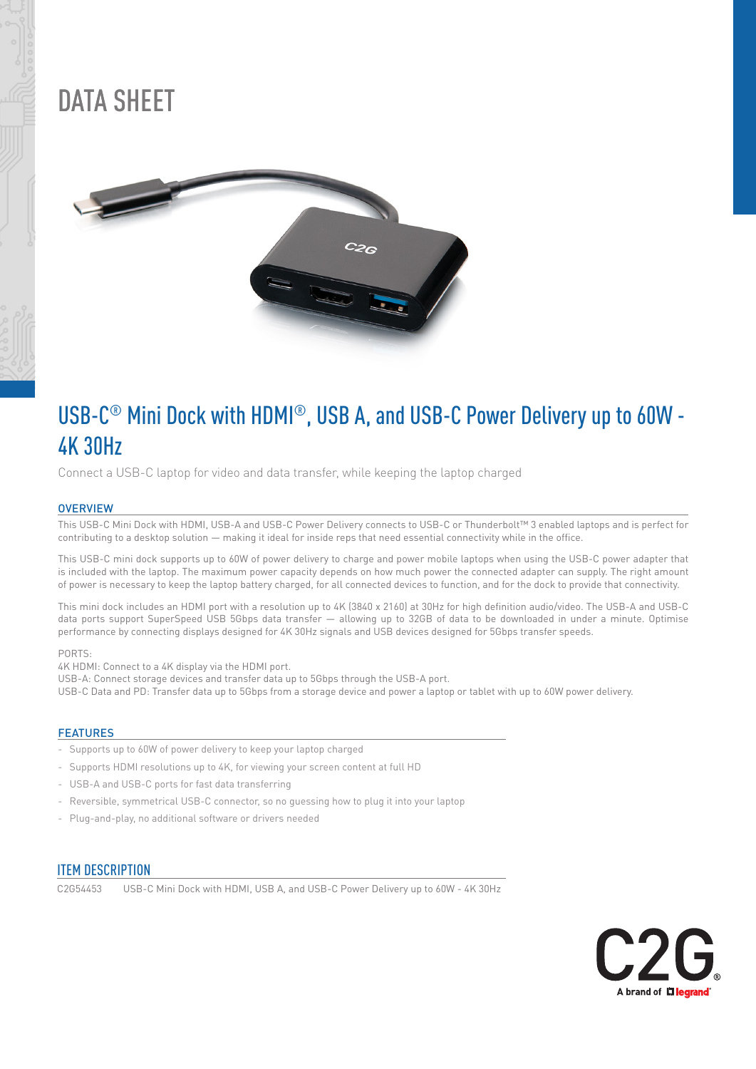# DATA SHEET

## USB-C® Mini Dock with HDMI®, USB A, and USB-C Power Delivery up to 60W - 4K 30Hz

Connect a USB-C laptop for video and data transfer, while keeping the laptop charged

### OVERVIEW

This USB-C Mini Dock with HDMI, USB-A and USB-C Power Delivery connects to USB-C or Thunderbolt™ 3 enabled laptops and is perfect for contributing to a desktop solution — making it ideal for inside reps that need essential connectivity while in the office.

This USB-C mini dock supports up to 60W of power delivery to charge and power mobile laptops when using the USB-C power adapter that is included with the laptop. The maximum power capacity depends on how much power the connected adapter can supply. The right amount of power is necessary to keep the laptop battery charged, for all connected devices to function, and for the dock to provide that connectivity.

This mini dock includes an HDMI port with a resolution up to 4K (3840 x 2160) at 30Hz for high definition audio/video. The USB-A and USB-C data ports support SuperSpeed USB 5Gbps data transfer — allowing up to 32GB of data to be downloaded in under a minute. Optimise performance by connecting displays designed for 4K 30Hz signals and USB devices designed for 5Gbps transfer speeds.

PORTS:
4K HDMI: Connect to a 4K display via the HDMI port.
USB-A: Connect storage devices and transfer data up to 5Gbps through the USB-A port.
USB-C Data and PD: Transfer data up to 5Gbps from a storage device and power a laptop or tablet with up to 60W power delivery.

### FEATURES

- Supports up to 60W of power delivery to keep your laptop charged
- Supports HDMI resolutions up to 4K, for viewing your screen content at full HD
- USB-A and USB-C ports for fast data transferring
- Reversible, symmetrical USB-C connector, so no guessing how to plug it into your laptop
- Plug-and-play, no additional software or drivers needed

### ITEM DESCRIPTION

| | |
|---|---|
| C2G54453 | USB-C Mini Dock with HDMI, USB A, and USB-C Power Delivery up to 60W - 4K 30Hz |

C2G® A brand of legrand®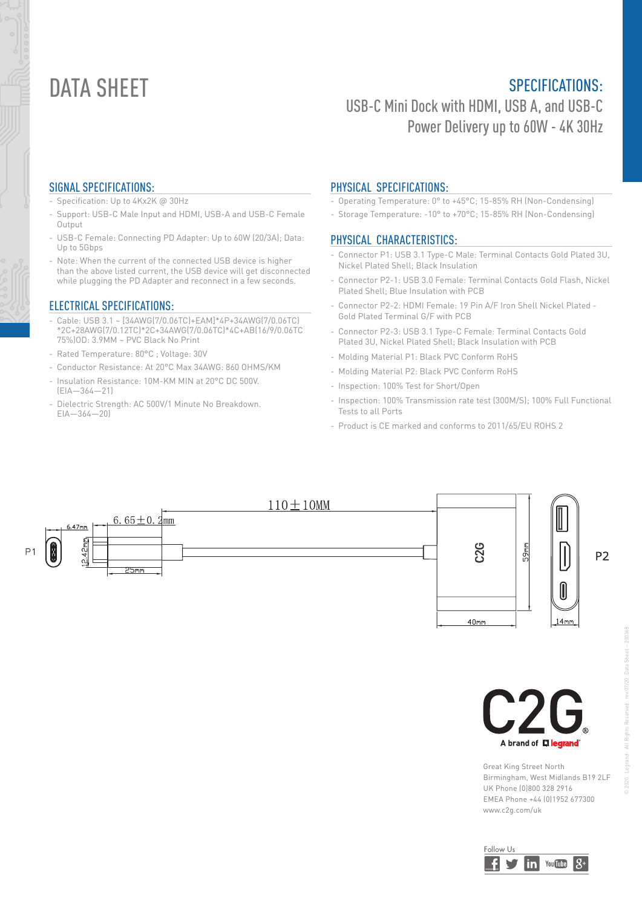# DATA SHEET

## SPECIFICATIONS:

USB-C Mini Dock with HDMI, USB A, and USB-C Power Delivery up to 60W - 4K 30Hz

## SIGNAL SPECIFICATIONS:

- Specification: Up to 4Kx2K @ 30Hz
- Support: USB-C Male Input and HDMI, USB-A and USB-C Female Output
- USB-C Female: Connecting PD Adapter: Up to 60W (20/3A); Data: Up to 5Gbps
- Note: When the current of the connected USB device is higher than the above listed current, the USB device will get disconnected while plugging the PD Adapter and reconnect in a few seconds.

## ELECTRICAL SPECIFICATIONS:

- Cable: USB 3.1 ~ [34AWG(7/0.06TC)+EAM]*4P+34AWG(7/0.06TC)*2C+28AWG(7/0.12TC)*2C+34AWG(7/0.06TC)*4C+AB(16/9/0.06TC 75%)OD: 3.9MM ~ PVC Black No Print
- Rated Temperature: 80°C ; Voltage: 30V
- Conductor Resistance: At 20°C Max 34AWG: 860 OHMS/KM
- Insulation Resistance: 10M-KM MIN at 20°C DC 500V. (EIA—364—21)
- Dielectric Strength: AC 500V/1 Minute No Breakdown. EIA—364—20)

## PHYSICAL SPECIFICATIONS:

- Operating Temperature: 0° to +45°C; 15-85% RH (Non-Condensing)
- Storage Temperature: -10° to +70°C; 15-85% RH (Non-Condensing)

## PHYSICAL CHARACTERISTICS:

- Connector P1: USB 3.1 Type-C Male: Terminal Contacts Gold Plated 3U, Nickel Plated Shell; Black Insulation
- Connector P2-1: USB 3.0 Female: Terminal Contacts Gold Flash, Nickel Plated Shell; Blue Insulation with PCB
- Connector P2-2: HDMI Female: 19 Pin A/F Iron Shell Nickel Plated - Gold Plated Terminal G/F with PCB
- Connector P2-3: USB 3.1 Type-C Female: Terminal Contacts Gold Plated 3U, Nickel Plated Shell; Black Insulation with PCB
- Molding Material P1: Black PVC Conform RoHS
- Molding Material P2: Black PVC Conform RoHS
- Inspection: 100% Test for Short/Open
- Inspection: 100% Transmission rate test (300M/S); 100% Full Functional Tests to all Ports
- Product is CE marked and conforms to 2011/65/EU ROHS 2

P1

6.47mm

12.42mm

6.65±0.2mm

25mm

110±10MM

C2G

59mm

40mm

14mm

P2

C2G®

A brand of legrand®

Great King Street North
Birmingham, West Midlands B19 2LF
UK Phone (0)800 328 2916
EMEA Phone +44 (0)1952 677300
www.c2g.com/uk

Follow Us

© 2020 Legrand. All Rights Reserved. rev.07/20 Data Sheet - 20036-B